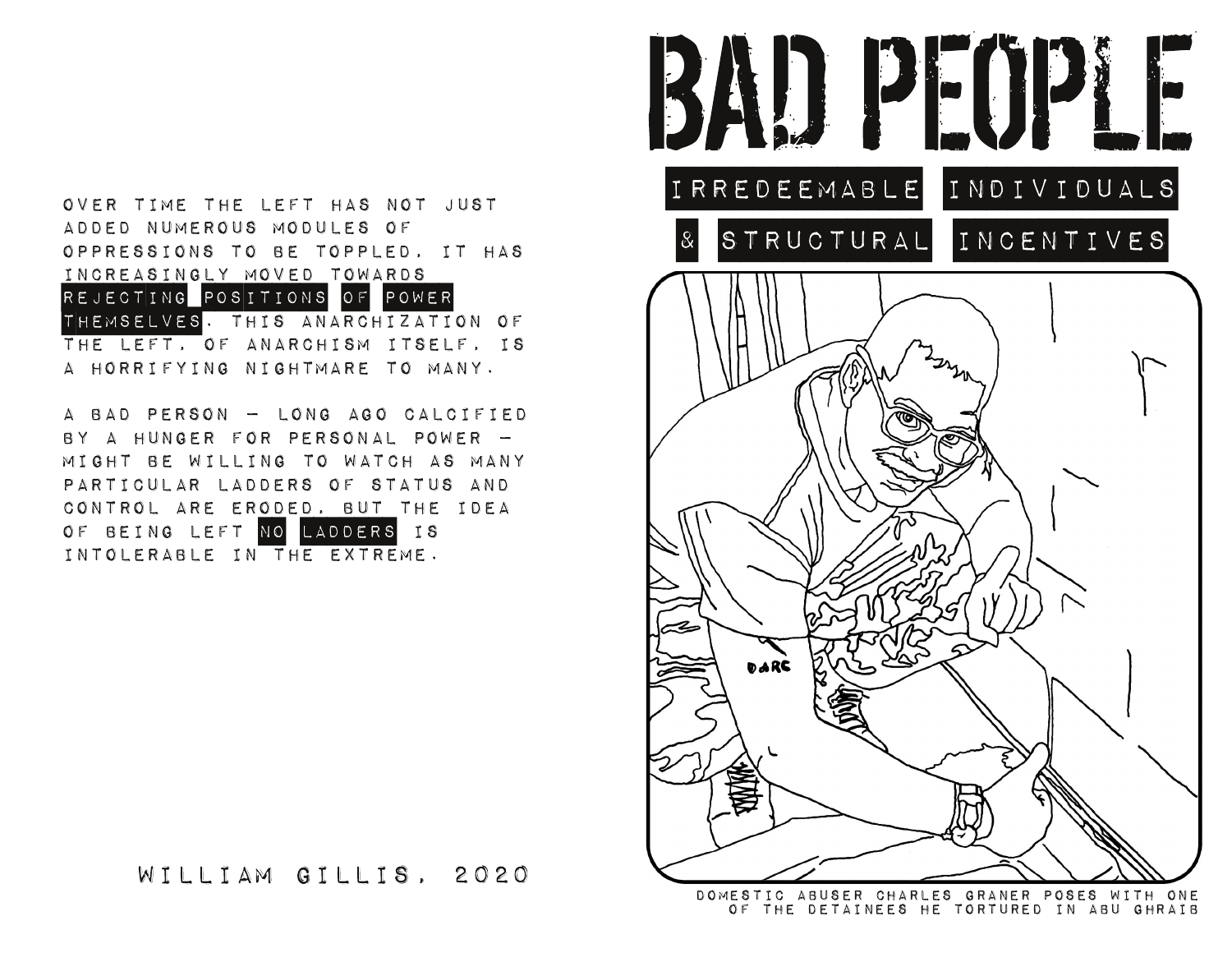# BAD PEOPLE

## IRREDEEMABLE INDIVIDUALS & STRUCTURAL INCENTIVES

Domestic abuser Charles Graner poses with one of the detainees he tortured in Abu Ghraib

Over time the left has not just added numerous modules of oppressions to be toppled, it has increasingly moved towards **rejecting positions of power themselves**. This anarchization of the left, of anarchism itself, is a horrifying nightmare to many.

A bad person – long ago calcified by a hunger for personal power – might be willing to watch as many particular ladders of status and control are eroded, but the idea of being left **no ladders** is intolerable in the extreme.

William Gillis, 2020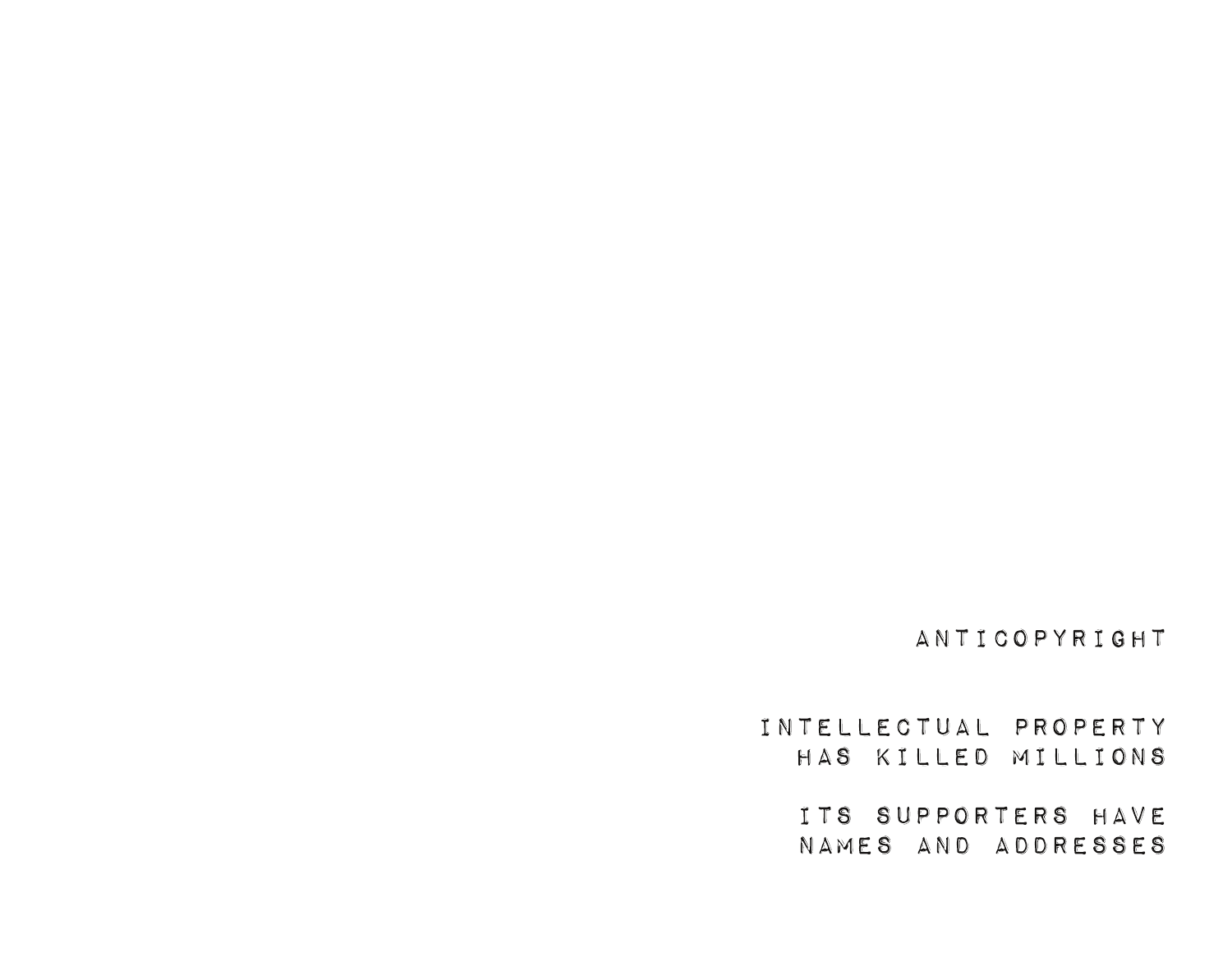ANTICOPYRIGHT

INTELLECTUAL PROPERTY
HAS KILLED MILLIONS

ITS SUPPORTERS HAVE
NAMES AND ADDRESSES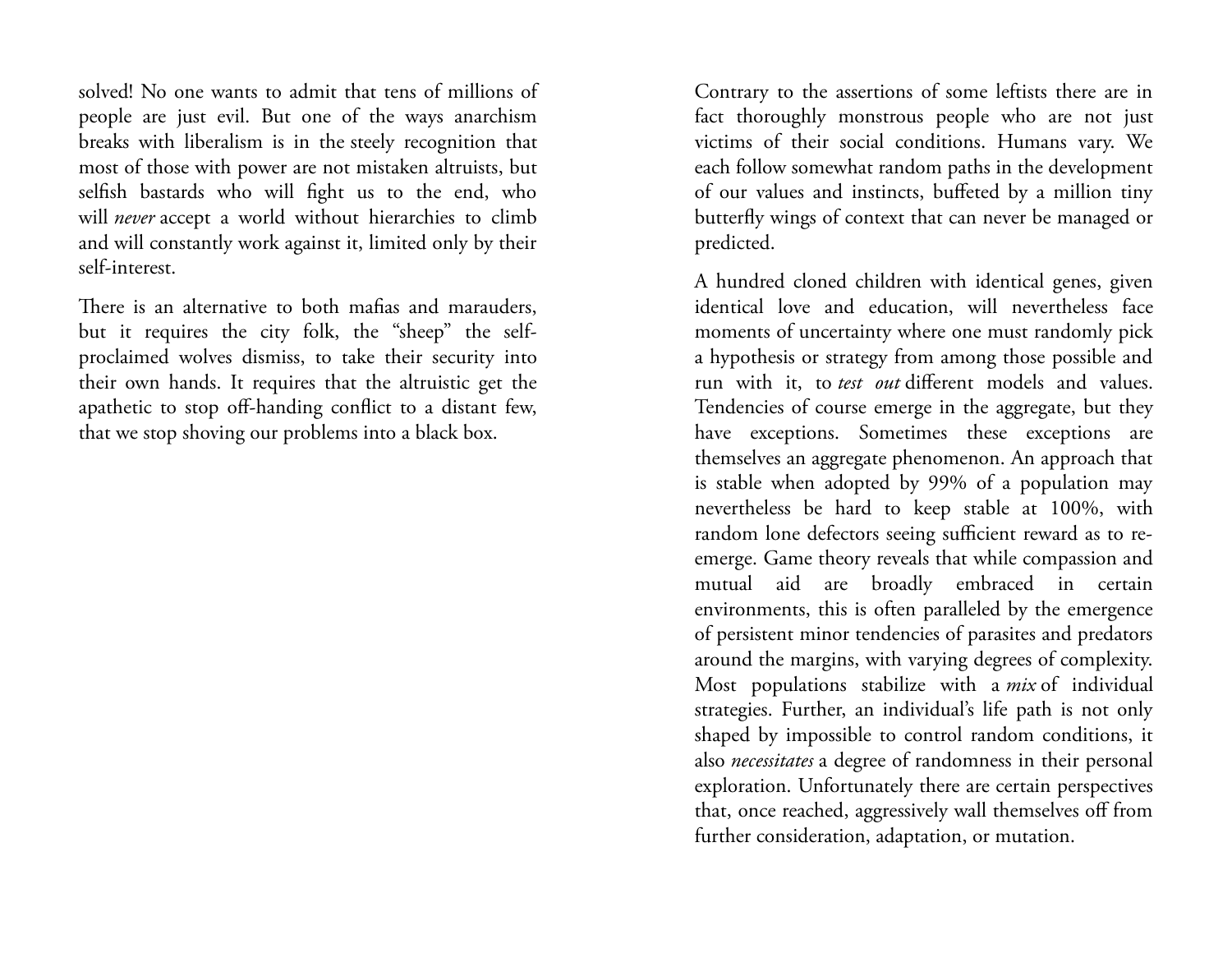solved! No one wants to admit that tens of millions of people are just evil. But one of the ways anarchism breaks with liberalism is in the steely recognition that most of those with power are not mistaken altruists, but selfish bastards who will fight us to the end, who will *never* accept a world without hierarchies to climb and will constantly work against it, limited only by their self-interest.

There is an alternative to both mafias and marauders, but it requires the city folk, the "sheep" the self-proclaimed wolves dismiss, to take their security into their own hands. It requires that the altruistic get the apathetic to stop off-handing conflict to a distant few, that we stop shoving our problems into a black box.

Contrary to the assertions of some leftists there are in fact thoroughly monstrous people who are not just victims of their social conditions. Humans vary. We each follow somewhat random paths in the development of our values and instincts, buffeted by a million tiny butterfly wings of context that can never be managed or predicted.

A hundred cloned children with identical genes, given identical love and education, will nevertheless face moments of uncertainty where one must randomly pick a hypothesis or strategy from among those possible and run with it, to *test out* different models and values. Tendencies of course emerge in the aggregate, but they have exceptions. Sometimes these exceptions are themselves an aggregate phenomenon. An approach that is stable when adopted by 99% of a population may nevertheless be hard to keep stable at 100%, with random lone defectors seeing sufficient reward as to re-emerge. Game theory reveals that while compassion and mutual aid are broadly embraced in certain environments, this is often paralleled by the emergence of persistent minor tendencies of parasites and predators around the margins, with varying degrees of complexity. Most populations stabilize with a *mix* of individual strategies. Further, an individual's life path is not only shaped by impossible to control random conditions, it also *necessitates* a degree of randomness in their personal exploration. Unfortunately there are certain perspectives that, once reached, aggressively wall themselves off from further consideration, adaptation, or mutation.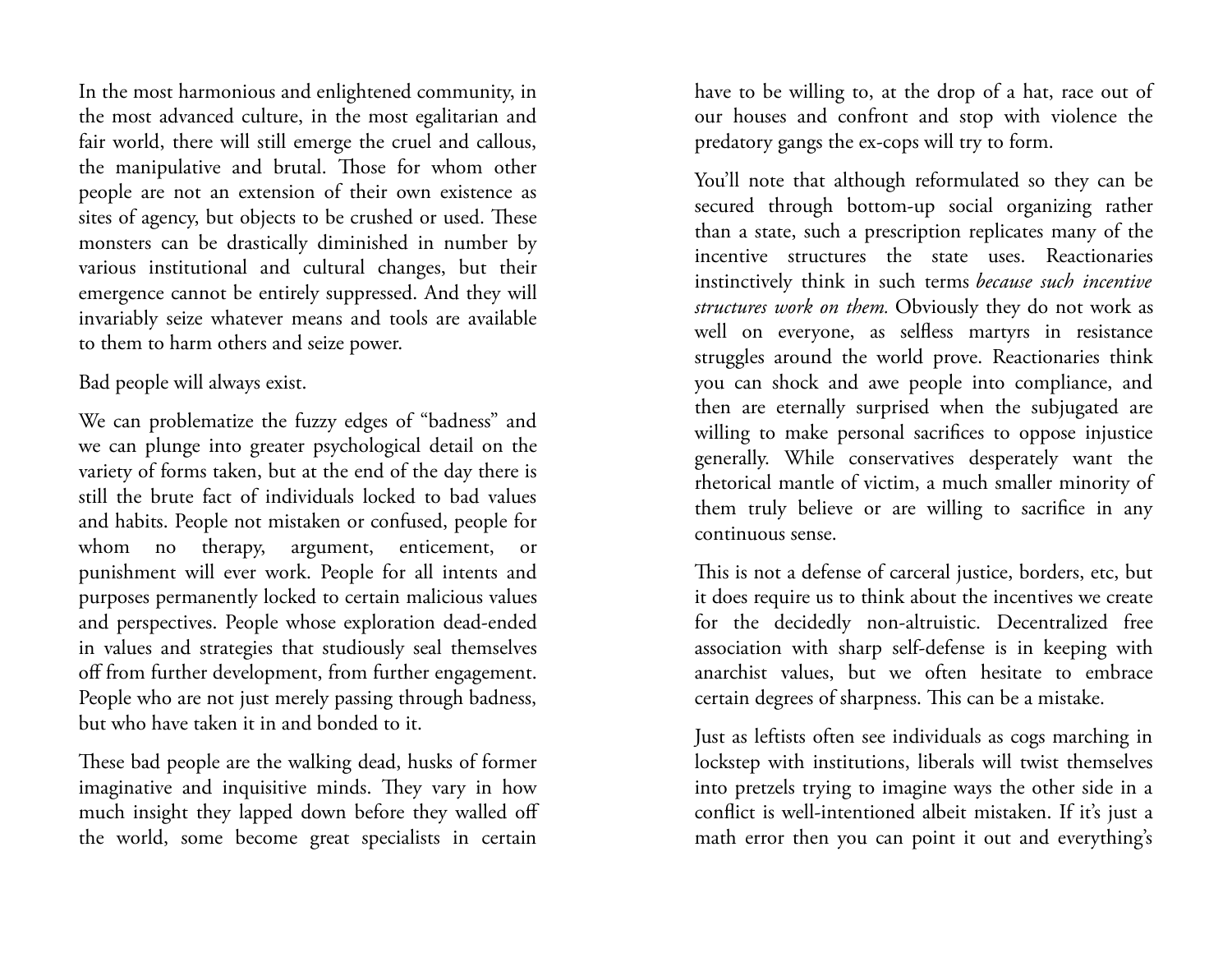In the most harmonious and enlightened community, in the most advanced culture, in the most egalitarian and fair world, there will still emerge the cruel and callous, the manipulative and brutal. Those for whom other people are not an extension of their own existence as sites of agency, but objects to be crushed or used. These monsters can be drastically diminished in number by various institutional and cultural changes, but their emergence cannot be entirely suppressed. And they will invariably seize whatever means and tools are available to them to harm others and seize power.

Bad people will always exist.

We can problematize the fuzzy edges of "badness" and we can plunge into greater psychological detail on the variety of forms taken, but at the end of the day there is still the brute fact of individuals locked to bad values and habits. People not mistaken or confused, people for whom no therapy, argument, enticement, or punishment will ever work. People for all intents and purposes permanently locked to certain malicious values and perspectives. People whose exploration dead-ended in values and strategies that studiously seal themselves off from further development, from further engagement. People who are not just merely passing through badness, but who have taken it in and bonded to it.

These bad people are the walking dead, husks of former imaginative and inquisitive minds. They vary in how much insight they lapped down before they walled off the world, some become great specialists in certain have to be willing to, at the drop of a hat, race out of our houses and confront and stop with violence the predatory gangs the ex-cops will try to form.

You'll note that although reformulated so they can be secured through bottom-up social organizing rather than a state, such a prescription replicates many of the incentive structures the state uses. Reactionaries instinctively think in such terms *because such incentive structures work on them.* Obviously they do not work as well on everyone, as selfless martyrs in resistance struggles around the world prove. Reactionaries think you can shock and awe people into compliance, and then are eternally surprised when the subjugated are willing to make personal sacrifices to oppose injustice generally. While conservatives desperately want the rhetorical mantle of victim, a much smaller minority of them truly believe or are willing to sacrifice in any continuous sense.

This is not a defense of carceral justice, borders, etc, but it does require us to think about the incentives we create for the decidedly non-altruistic. Decentralized free association with sharp self-defense is in keeping with anarchist values, but we often hesitate to embrace certain degrees of sharpness. This can be a mistake.

Just as leftists often see individuals as cogs marching in lockstep with institutions, liberals will twist themselves into pretzels trying to imagine ways the other side in a conflict is well-intentioned albeit mistaken. If it's just a math error then you can point it out and everything's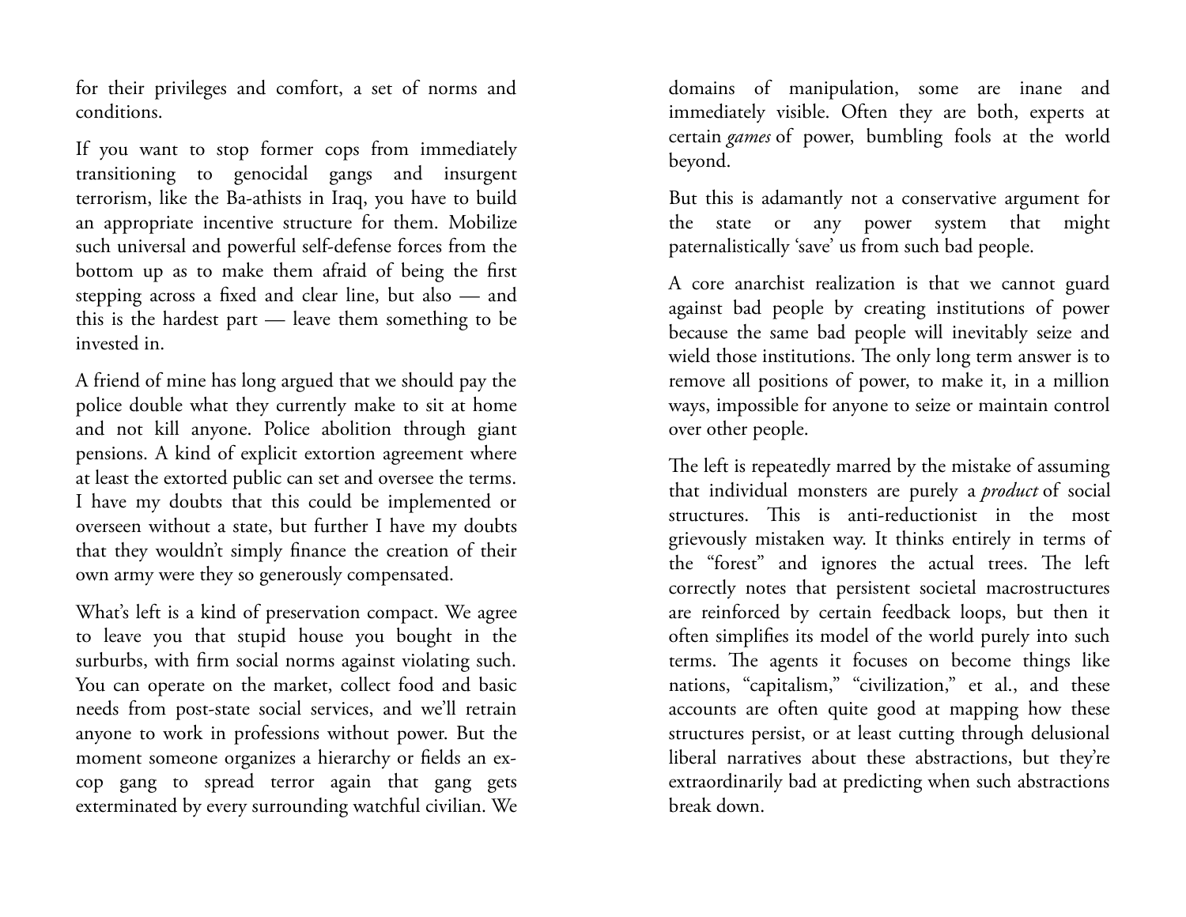for their privileges and comfort, a set of norms and conditions.

If you want to stop former cops from immediately transitioning to genocidal gangs and insurgent terrorism, like the Ba-athists in Iraq, you have to build an appropriate incentive structure for them. Mobilize such universal and powerful self-defense forces from the bottom up as to make them afraid of being the first stepping across a fixed and clear line, but also — and this is the hardest part — leave them something to be invested in.

A friend of mine has long argued that we should pay the police double what they currently make to sit at home and not kill anyone. Police abolition through giant pensions. A kind of explicit extortion agreement where at least the extorted public can set and oversee the terms. I have my doubts that this could be implemented or overseen without a state, but further I have my doubts that they wouldn't simply finance the creation of their own army were they so generously compensated.

What's left is a kind of preservation compact. We agree to leave you that stupid house you bought in the surburbs, with firm social norms against violating such. You can operate on the market, collect food and basic needs from post-state social services, and we'll retrain anyone to work in professions without power. But the moment someone organizes a hierarchy or fields an ex-cop gang to spread terror again that gang gets exterminated by every surrounding watchful civilian. We domains of manipulation, some are inane and immediately visible. Often they are both, experts at certain *games* of power, bumbling fools at the world beyond.

But this is adamantly not a conservative argument for the state or any power system that might paternalistically 'save' us from such bad people.

A core anarchist realization is that we cannot guard against bad people by creating institutions of power because the same bad people will inevitably seize and wield those institutions. The only long term answer is to remove all positions of power, to make it, in a million ways, impossible for anyone to seize or maintain control over other people.

The left is repeatedly marred by the mistake of assuming that individual monsters are purely a *product* of social structures. This is anti-reductionist in the most grievously mistaken way. It thinks entirely in terms of the "forest" and ignores the actual trees. The left correctly notes that persistent societal macrostructures are reinforced by certain feedback loops, but then it often simplifies its model of the world purely into such terms. The agents it focuses on become things like nations, "capitalism," "civilization," et al., and these accounts are often quite good at mapping how these structures persist, or at least cutting through delusional liberal narratives about these abstractions, but they're extraordinarily bad at predicting when such abstractions break down.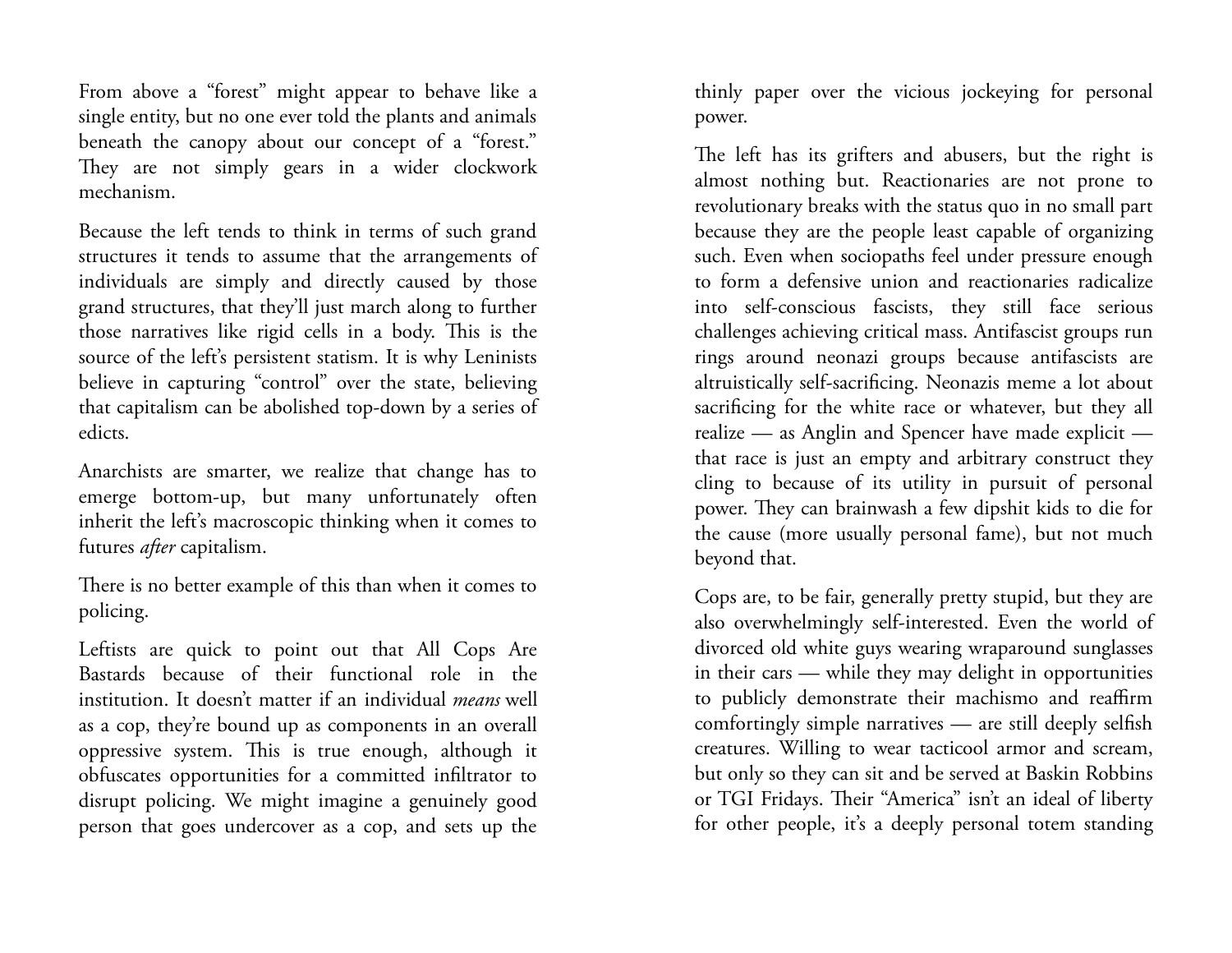From above a "forest" might appear to behave like a single entity, but no one ever told the plants and animals beneath the canopy about our concept of a "forest." They are not simply gears in a wider clockwork mechanism.

Because the left tends to think in terms of such grand structures it tends to assume that the arrangements of individuals are simply and directly caused by those grand structures, that they'll just march along to further those narratives like rigid cells in a body. This is the source of the left's persistent statism. It is why Leninists believe in capturing "control" over the state, believing that capitalism can be abolished top-down by a series of edicts.

Anarchists are smarter, we realize that change has to emerge bottom-up, but many unfortunately often inherit the left's macroscopic thinking when it comes to futures *after* capitalism.

There is no better example of this than when it comes to policing.

Leftists are quick to point out that All Cops Are Bastards because of their functional role in the institution. It doesn't matter if an individual *means* well as a cop, they're bound up as components in an overall oppressive system. This is true enough, although it obfuscates opportunities for a committed infiltrator to disrupt policing. We might imagine a genuinely good person that goes undercover as a cop, and sets up the thinly paper over the vicious jockeying for personal power.

The left has its grifters and abusers, but the right is almost nothing but. Reactionaries are not prone to revolutionary breaks with the status quo in no small part because they are the people least capable of organizing such. Even when sociopaths feel under pressure enough to form a defensive union and reactionaries radicalize into self-conscious fascists, they still face serious challenges achieving critical mass. Antifascist groups run rings around neonazi groups because antifascists are altruistically self-sacrificing. Neonazis meme a lot about sacrificing for the white race or whatever, but they all realize — as Anglin and Spencer have made explicit — that race is just an empty and arbitrary construct they cling to because of its utility in pursuit of personal power. They can brainwash a few dipshit kids to die for the cause (more usually personal fame), but not much beyond that.

Cops are, to be fair, generally pretty stupid, but they are also overwhelmingly self-interested. Even the world of divorced old white guys wearing wraparound sunglasses in their cars — while they may delight in opportunities to publicly demonstrate their machismo and reaffirm comfortingly simple narratives — are still deeply selfish creatures. Willing to wear tacticool armor and scream, but only so they can sit and be served at Baskin Robbins or TGI Fridays. Their "America" isn't an ideal of liberty for other people, it's a deeply personal totem standing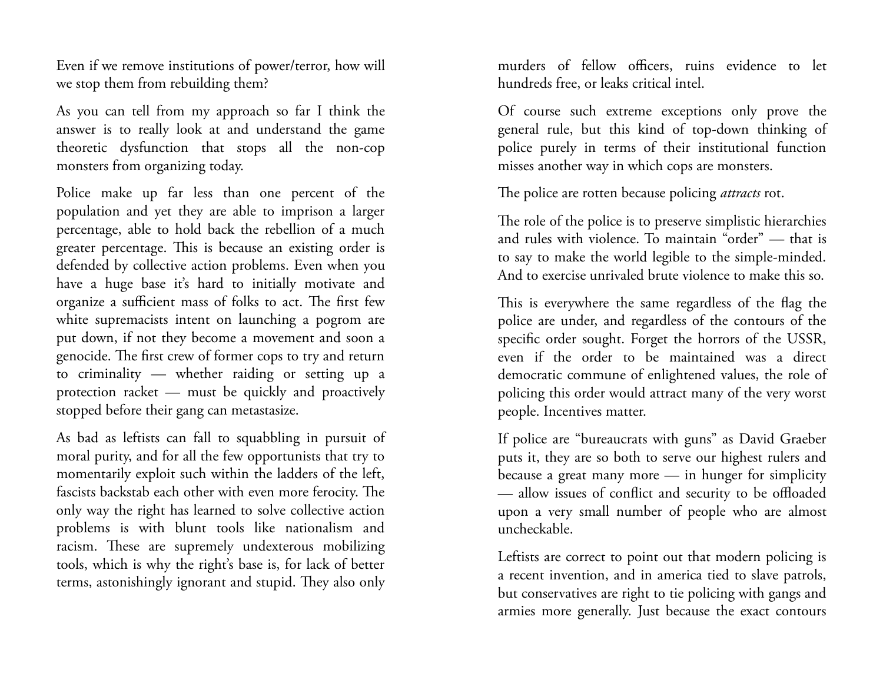Even if we remove institutions of power/terror, how will we stop them from rebuilding them?

As you can tell from my approach so far I think the answer is to really look at and understand the game theoretic dysfunction that stops all the non-cop monsters from organizing today.

Police make up far less than one percent of the population and yet they are able to imprison a larger percentage, able to hold back the rebellion of a much greater percentage. This is because an existing order is defended by collective action problems. Even when you have a huge base it's hard to initially motivate and organize a sufficient mass of folks to act. The first few white supremacists intent on launching a pogrom are put down, if not they become a movement and soon a genocide. The first crew of former cops to try and return to criminality — whether raiding or setting up a protection racket — must be quickly and proactively stopped before their gang can metastasize.

As bad as leftists can fall to squabbling in pursuit of moral purity, and for all the few opportunists that try to momentarily exploit such within the ladders of the left, fascists backstab each other with even more ferocity. The only way the right has learned to solve collective action problems is with blunt tools like nationalism and racism. These are supremely undexterous mobilizing tools, which is why the right's base is, for lack of better terms, astonishingly ignorant and stupid. They also only murders of fellow officers, ruins evidence to let hundreds free, or leaks critical intel.

Of course such extreme exceptions only prove the general rule, but this kind of top-down thinking of police purely in terms of their institutional function misses another way in which cops are monsters.

The police are rotten because policing *attracts* rot.

The role of the police is to preserve simplistic hierarchies and rules with violence. To maintain "order" — that is to say to make the world legible to the simple-minded. And to exercise unrivaled brute violence to make this so.

This is everywhere the same regardless of the flag the police are under, and regardless of the contours of the specific order sought. Forget the horrors of the USSR, even if the order to be maintained was a direct democratic commune of enlightened values, the role of policing this order would attract many of the very worst people. Incentives matter.

If police are "bureaucrats with guns" as David Graeber puts it, they are so both to serve our highest rulers and because a great many more — in hunger for simplicity — allow issues of conflict and security to be offloaded upon a very small number of people who are almost uncheckable.

Leftists are correct to point out that modern policing is a recent invention, and in america tied to slave patrols, but conservatives are right to tie policing with gangs and armies more generally. Just because the exact contours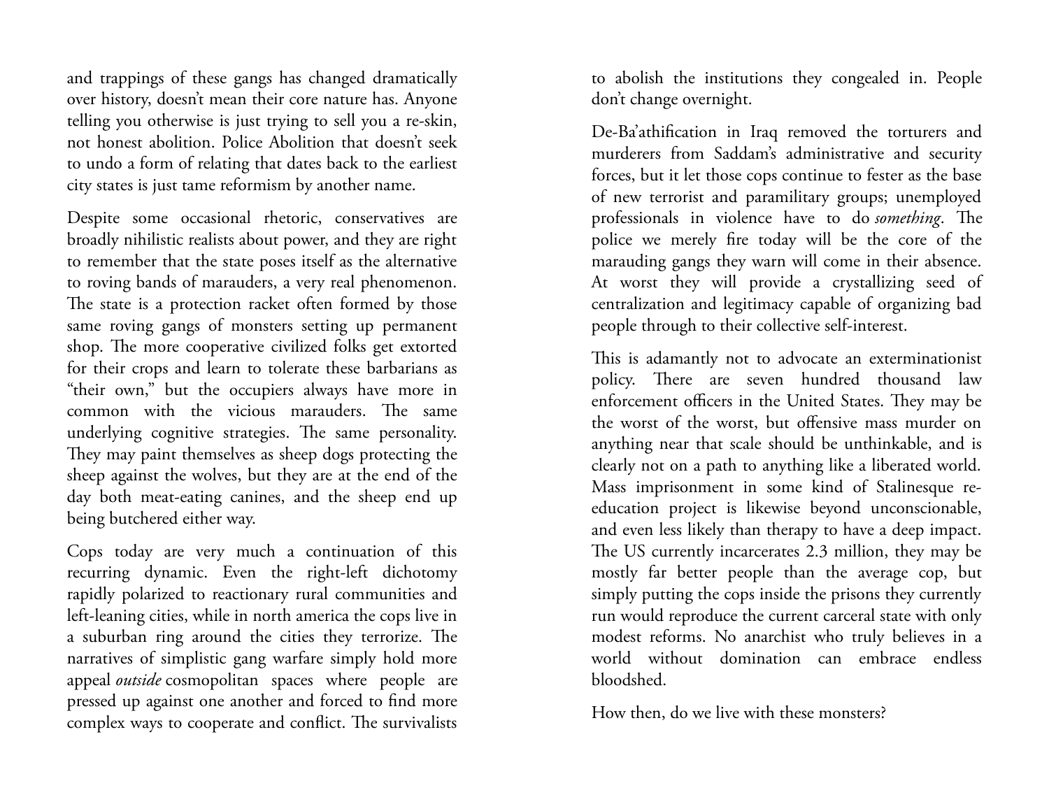and trappings of these gangs has changed dramatically over history, doesn't mean their core nature has. Anyone telling you otherwise is just trying to sell you a re-skin, not honest abolition. Police Abolition that doesn't seek to undo a form of relating that dates back to the earliest city states is just tame reformism by another name.

Despite some occasional rhetoric, conservatives are broadly nihilistic realists about power, and they are right to remember that the state poses itself as the alternative to roving bands of marauders, a very real phenomenon. The state is a protection racket often formed by those same roving gangs of monsters setting up permanent shop. The more cooperative civilized folks get extorted for their crops and learn to tolerate these barbarians as "their own," but the occupiers always have more in common with the vicious marauders. The same underlying cognitive strategies. The same personality. They may paint themselves as sheep dogs protecting the sheep against the wolves, but they are at the end of the day both meat-eating canines, and the sheep end up being butchered either way.

Cops today are very much a continuation of this recurring dynamic. Even the right-left dichotomy rapidly polarized to reactionary rural communities and left-leaning cities, while in north america the cops live in a suburban ring around the cities they terrorize. The narratives of simplistic gang warfare simply hold more appeal *outside* cosmopolitan spaces where people are pressed up against one another and forced to find more complex ways to cooperate and conflict. The survivalists to abolish the institutions they congealed in. People don't change overnight.

De-Ba'athification in Iraq removed the torturers and murderers from Saddam's administrative and security forces, but it let those cops continue to fester as the base of new terrorist and paramilitary groups; unemployed professionals in violence have to do *something*. The police we merely fire today will be the core of the marauding gangs they warn will come in their absence. At worst they will provide a crystallizing seed of centralization and legitimacy capable of organizing bad people through to their collective self-interest.

This is adamantly not to advocate an exterminationist policy. There are seven hundred thousand law enforcement officers in the United States. They may be the worst of the worst, but offensive mass murder on anything near that scale should be unthinkable, and is clearly not on a path to anything like a liberated world. Mass imprisonment in some kind of Stalinesque re-education project is likewise beyond unconscionable, and even less likely than therapy to have a deep impact. The US currently incarcerates 2.3 million, they may be mostly far better people than the average cop, but simply putting the cops inside the prisons they currently run would reproduce the current carceral state with only modest reforms. No anarchist who truly believes in a world without domination can embrace endless bloodshed.

How then, do we live with these monsters?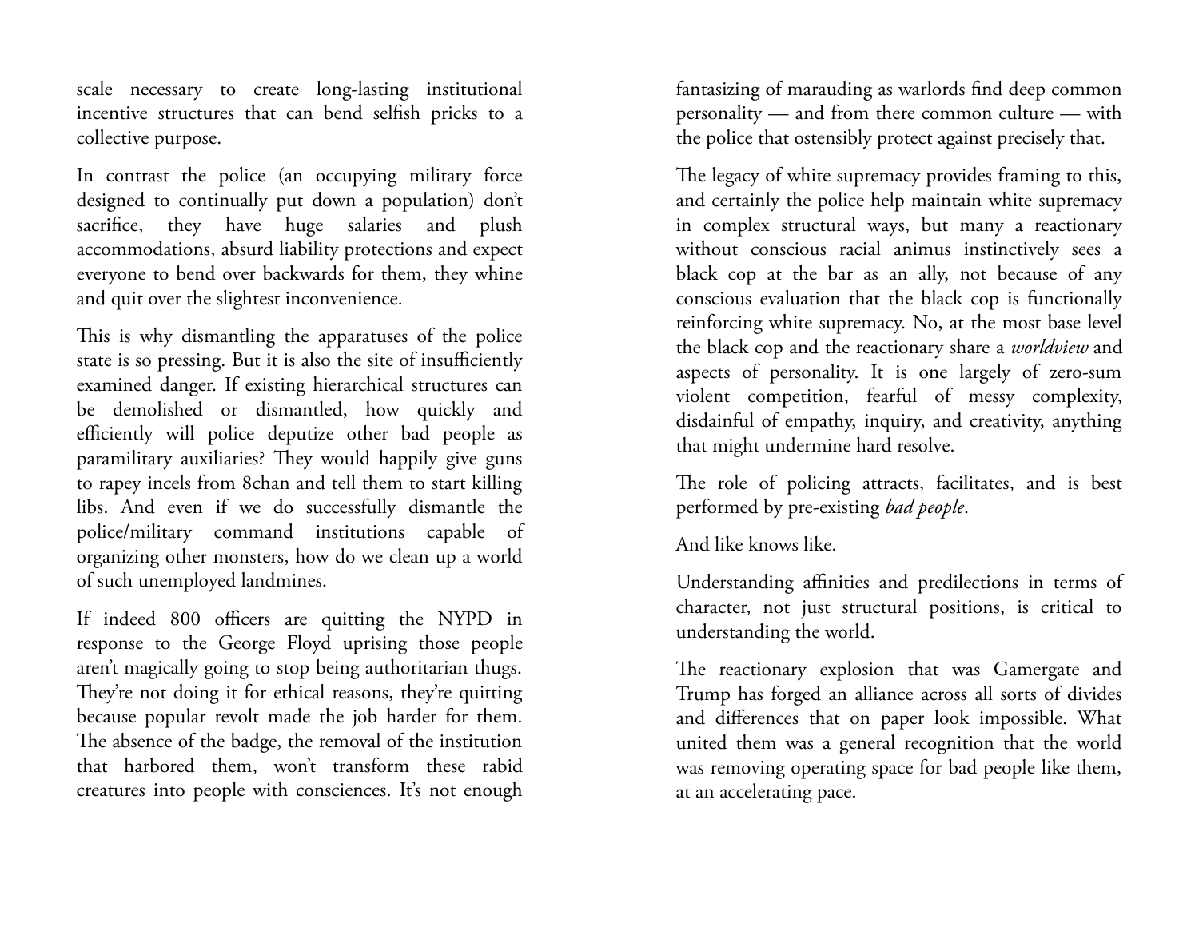scale necessary to create long-lasting institutional incentive structures that can bend selfish pricks to a collective purpose.

In contrast the police (an occupying military force designed to continually put down a population) don't sacrifice, they have huge salaries and plush accommodations, absurd liability protections and expect everyone to bend over backwards for them, they whine and quit over the slightest inconvenience.

This is why dismantling the apparatuses of the police state is so pressing. But it is also the site of insufficiently examined danger. If existing hierarchical structures can be demolished or dismantled, how quickly and efficiently will police deputize other bad people as paramilitary auxiliaries? They would happily give guns to rapey incels from 8chan and tell them to start killing libs. And even if we do successfully dismantle the police/military command institutions capable of organizing other monsters, how do we clean up a world of such unemployed landmines.

If indeed 800 officers are quitting the NYPD in response to the George Floyd uprising those people aren't magically going to stop being authoritarian thugs. They're not doing it for ethical reasons, they're quitting because popular revolt made the job harder for them. The absence of the badge, the removal of the institution that harbored them, won't transform these rabid creatures into people with consciences. It's not enough fantasizing of marauding as warlords find deep common personality — and from there common culture — with the police that ostensibly protect against precisely that.

The legacy of white supremacy provides framing to this, and certainly the police help maintain white supremacy in complex structural ways, but many a reactionary without conscious racial animus instinctively sees a black cop at the bar as an ally, not because of any conscious evaluation that the black cop is functionally reinforcing white supremacy. No, at the most base level the black cop and the reactionary share a *worldview* and aspects of personality. It is one largely of zero-sum violent competition, fearful of messy complexity, disdainful of empathy, inquiry, and creativity, anything that might undermine hard resolve.

The role of policing attracts, facilitates, and is best performed by pre-existing *bad people*.

And like knows like.

Understanding affinities and predilections in terms of character, not just structural positions, is critical to understanding the world.

The reactionary explosion that was Gamergate and Trump has forged an alliance across all sorts of divides and differences that on paper look impossible. What united them was a general recognition that the world was removing operating space for bad people like them, at an accelerating pace.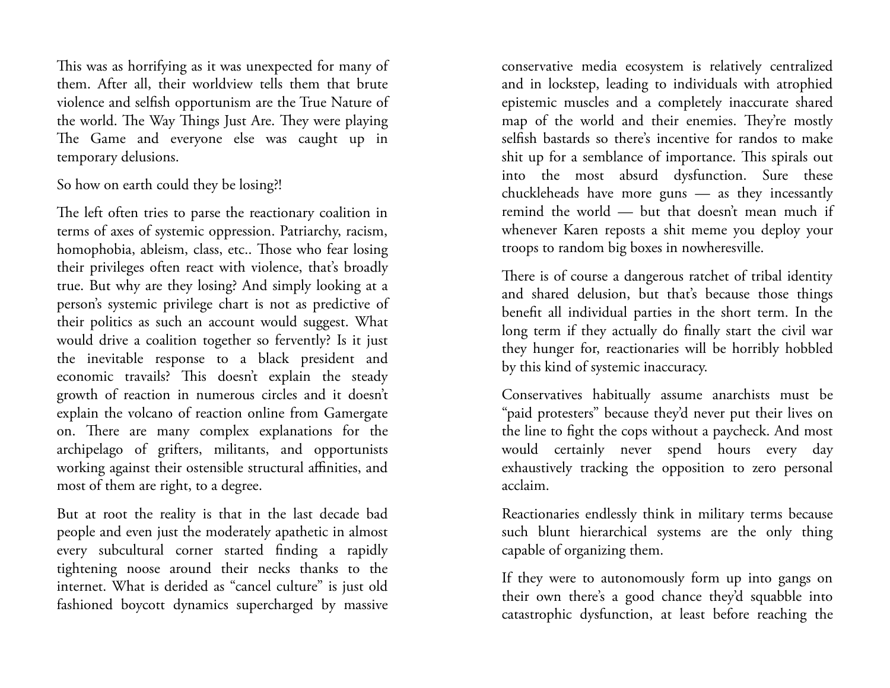This was as horrifying as it was unexpected for many of them. After all, their worldview tells them that brute violence and selfish opportunism are the True Nature of the world. The Way Things Just Are. They were playing The Game and everyone else was caught up in temporary delusions.

So how on earth could they be losing?!

The left often tries to parse the reactionary coalition in terms of axes of systemic oppression. Patriarchy, racism, homophobia, ableism, class, etc.. Those who fear losing their privileges often react with violence, that's broadly true. But why are they losing? And simply looking at a person's systemic privilege chart is not as predictive of their politics as such an account would suggest. What would drive a coalition together so fervently? Is it just the inevitable response to a black president and economic travails? This doesn't explain the steady growth of reaction in numerous circles and it doesn't explain the volcano of reaction online from Gamergate on. There are many complex explanations for the archipelago of grifters, militants, and opportunists working against their ostensible structural affinities, and most of them are right, to a degree.

But at root the reality is that in the last decade bad people and even just the moderately apathetic in almost every subcultural corner started finding a rapidly tightening noose around their necks thanks to the internet. What is derided as "cancel culture" is just old fashioned boycott dynamics supercharged by massive conservative media ecosystem is relatively centralized and in lockstep, leading to individuals with atrophied epistemic muscles and a completely inaccurate shared map of the world and their enemies. They're mostly selfish bastards so there's incentive for randos to make shit up for a semblance of importance. This spirals out into the most absurd dysfunction. Sure these chuckleheads have more guns — as they incessantly remind the world — but that doesn't mean much if whenever Karen reposts a shit meme you deploy your troops to random big boxes in nowheresville.

There is of course a dangerous ratchet of tribal identity and shared delusion, but that's because those things benefit all individual parties in the short term. In the long term if they actually do finally start the civil war they hunger for, reactionaries will be horribly hobbled by this kind of systemic inaccuracy.

Conservatives habitually assume anarchists must be "paid protesters" because they'd never put their lives on the line to fight the cops without a paycheck. And most would certainly never spend hours every day exhaustively tracking the opposition to zero personal acclaim.

Reactionaries endlessly think in military terms because such blunt hierarchical systems are the only thing capable of organizing them.

If they were to autonomously form up into gangs on their own there's a good chance they'd squabble into catastrophic dysfunction, at least before reaching the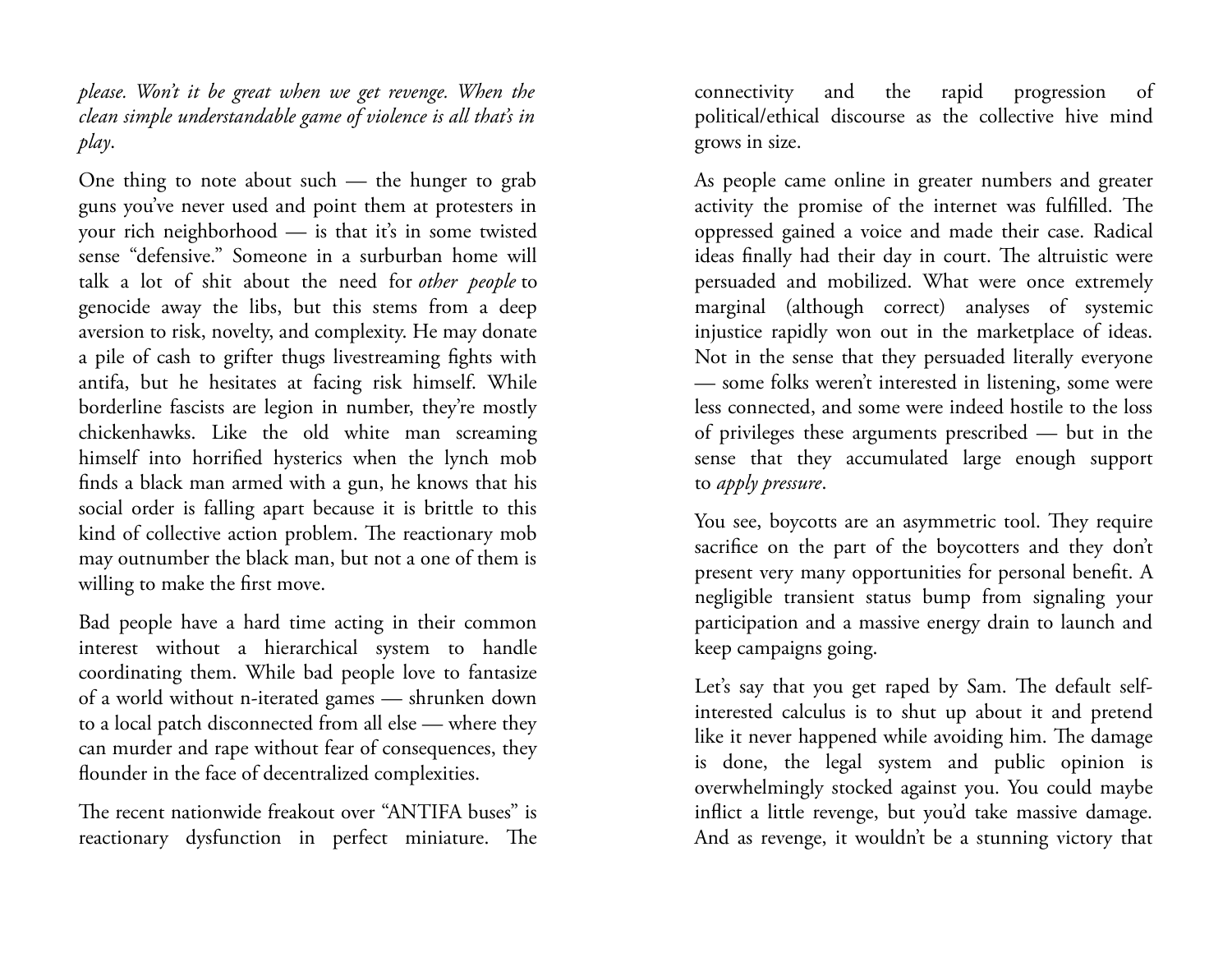*please. Won't it be great when we get revenge. When the clean simple understandable game of violence is all that's in play*.

One thing to note about such — the hunger to grab guns you've never used and point them at protesters in your rich neighborhood — is that it's in some twisted sense "defensive." Someone in a surburban home will talk a lot of shit about the need for *other people* to genocide away the libs, but this stems from a deep aversion to risk, novelty, and complexity. He may donate a pile of cash to grifter thugs livestreaming fights with antifa, but he hesitates at facing risk himself. While borderline fascists are legion in number, they're mostly chickenhawks. Like the old white man screaming himself into horrified hysterics when the lynch mob finds a black man armed with a gun, he knows that his social order is falling apart because it is brittle to this kind of collective action problem. The reactionary mob may outnumber the black man, but not a one of them is willing to make the first move.

Bad people have a hard time acting in their common interest without a hierarchical system to handle coordinating them. While bad people love to fantasize of a world without n-iterated games — shrunken down to a local patch disconnected from all else — where they can murder and rape without fear of consequences, they flounder in the face of decentralized complexities.

The recent nationwide freakout over "ANTIFA buses" is reactionary dysfunction in perfect miniature. The connectivity and the rapid progression of political/ethical discourse as the collective hive mind grows in size.

As people came online in greater numbers and greater activity the promise of the internet was fulfilled. The oppressed gained a voice and made their case. Radical ideas finally had their day in court. The altruistic were persuaded and mobilized. What were once extremely marginal (although correct) analyses of systemic injustice rapidly won out in the marketplace of ideas. Not in the sense that they persuaded literally everyone — some folks weren't interested in listening, some were less connected, and some were indeed hostile to the loss of privileges these arguments prescribed — but in the sense that they accumulated large enough support to *apply pressure*.

You see, boycotts are an asymmetric tool. They require sacrifice on the part of the boycotters and they don't present very many opportunities for personal benefit. A negligible transient status bump from signaling your participation and a massive energy drain to launch and keep campaigns going.

Let's say that you get raped by Sam. The default self-interested calculus is to shut up about it and pretend like it never happened while avoiding him. The damage is done, the legal system and public opinion is overwhelmingly stocked against you. You could maybe inflict a little revenge, but you'd take massive damage. And as revenge, it wouldn't be a stunning victory that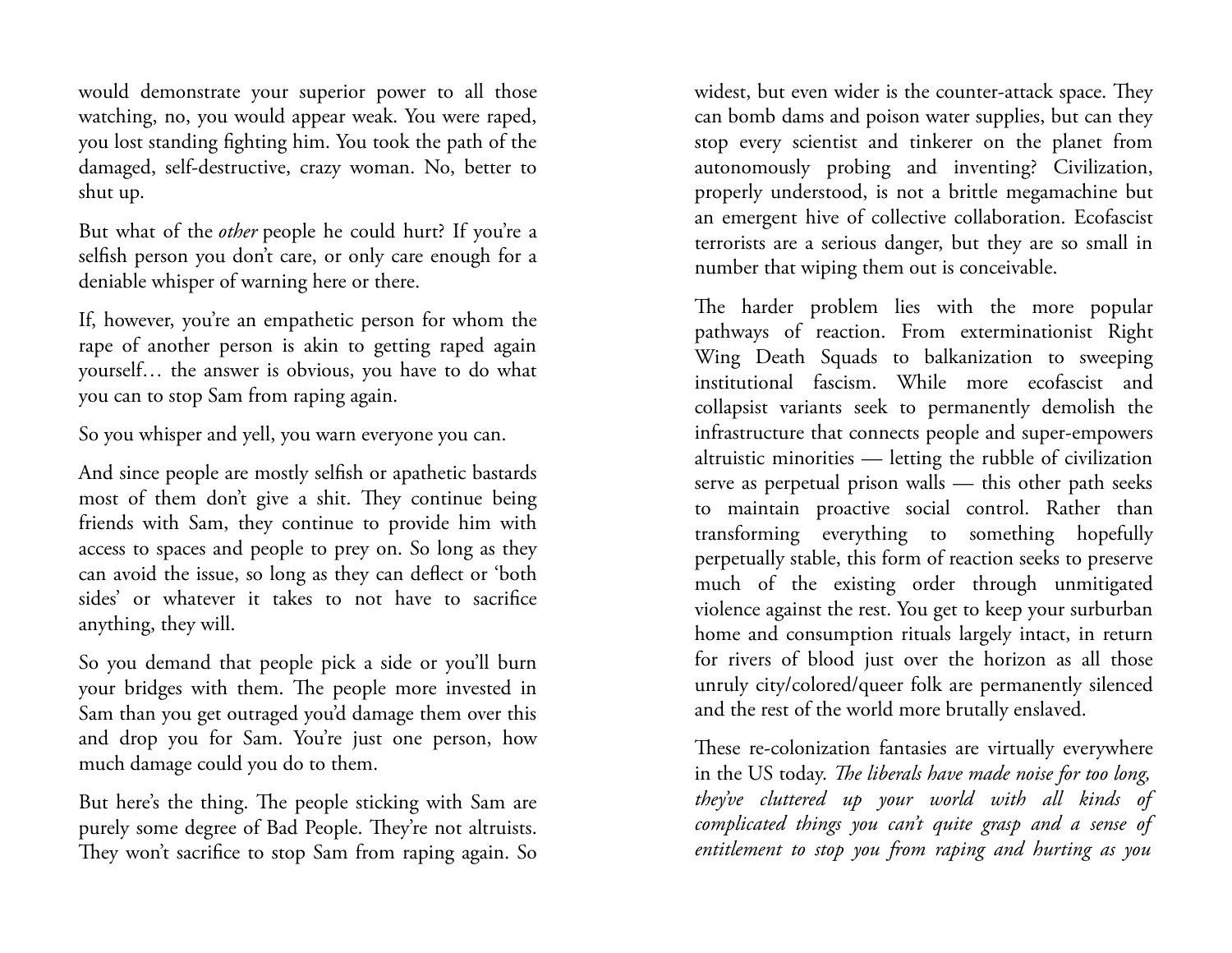would demonstrate your superior power to all those watching, no, you would appear weak. You were raped, you lost standing fighting him. You took the path of the damaged, self-destructive, crazy woman. No, better to shut up.

But what of the *other* people he could hurt? If you're a selfish person you don't care, or only care enough for a deniable whisper of warning here or there.

If, however, you're an empathetic person for whom the rape of another person is akin to getting raped again yourself… the answer is obvious, you have to do what you can to stop Sam from raping again.

So you whisper and yell, you warn everyone you can.

And since people are mostly selfish or apathetic bastards most of them don't give a shit. They continue being friends with Sam, they continue to provide him with access to spaces and people to prey on. So long as they can avoid the issue, so long as they can deflect or 'both sides' or whatever it takes to not have to sacrifice anything, they will.

So you demand that people pick a side or you'll burn your bridges with them. The people more invested in Sam than you get outraged you'd damage them over this and drop you for Sam. You're just one person, how much damage could you do to them.

But here's the thing. The people sticking with Sam are purely some degree of Bad People. They're not altruists. They won't sacrifice to stop Sam from raping again. So widest, but even wider is the counter-attack space. They can bomb dams and poison water supplies, but can they stop every scientist and tinkerer on the planet from autonomously probing and inventing? Civilization, properly understood, is not a brittle megamachine but an emergent hive of collective collaboration. Ecofascist terrorists are a serious danger, but they are so small in number that wiping them out is conceivable.

The harder problem lies with the more popular pathways of reaction. From exterminationist Right Wing Death Squads to balkanization to sweeping institutional fascism. While more ecofascist and collapsist variants seek to permanently demolish the infrastructure that connects people and super-empowers altruistic minorities — letting the rubble of civilization serve as perpetual prison walls — this other path seeks to maintain proactive social control. Rather than transforming everything to something hopefully perpetually stable, this form of reaction seeks to preserve much of the existing order through unmitigated violence against the rest. You get to keep your surburban home and consumption rituals largely intact, in return for rivers of blood just over the horizon as all those unruly city/colored/queer folk are permanently silenced and the rest of the world more brutally enslaved.

These re-colonization fantasies are virtually everywhere in the US today. *The liberals have made noise for too long, they've cluttered up your world with all kinds of complicated things you can't quite grasp and a sense of entitlement to stop you from raping and hurting as you*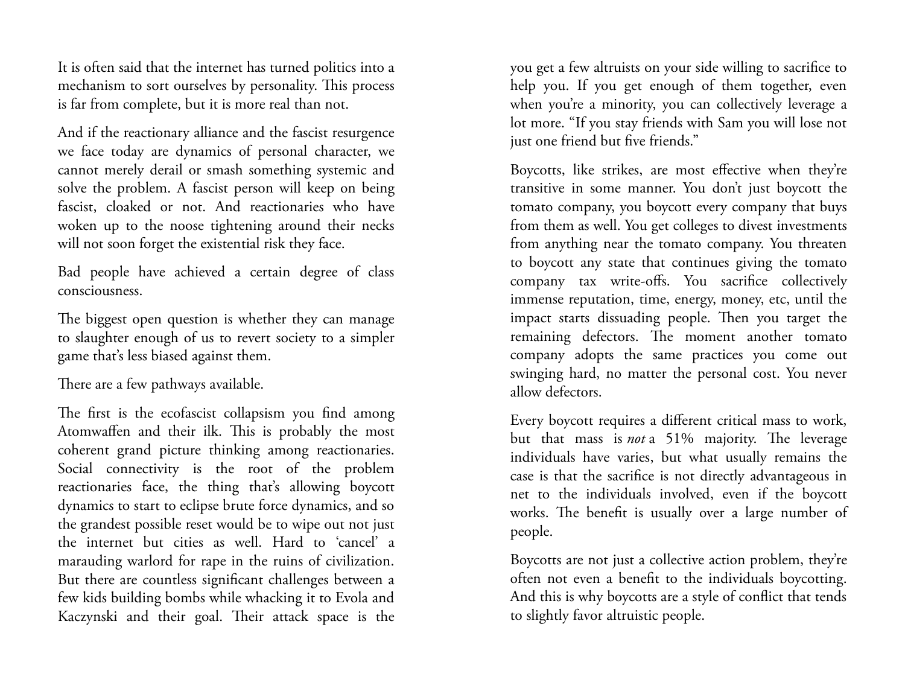It is often said that the internet has turned politics into a mechanism to sort ourselves by personality. This process is far from complete, but it is more real than not.

And if the reactionary alliance and the fascist resurgence we face today are dynamics of personal character, we cannot merely derail or smash something systemic and solve the problem. A fascist person will keep on being fascist, cloaked or not. And reactionaries who have woken up to the noose tightening around their necks will not soon forget the existential risk they face.

Bad people have achieved a certain degree of class consciousness.

The biggest open question is whether they can manage to slaughter enough of us to revert society to a simpler game that's less biased against them.

There are a few pathways available.

The first is the ecofascist collapsism you find among Atomwaffen and their ilk. This is probably the most coherent grand picture thinking among reactionaries. Social connectivity is the root of the problem reactionaries face, the thing that's allowing boycott dynamics to start to eclipse brute force dynamics, and so the grandest possible reset would be to wipe out not just the internet but cities as well. Hard to 'cancel' a marauding warlord for rape in the ruins of civilization. But there are countless significant challenges between a few kids building bombs while whacking it to Evola and Kaczynski and their goal. Their attack space is the you get a few altruists on your side willing to sacrifice to help you. If you get enough of them together, even when you're a minority, you can collectively leverage a lot more. "If you stay friends with Sam you will lose not just one friend but five friends."

Boycotts, like strikes, are most effective when they're transitive in some manner. You don't just boycott the tomato company, you boycott every company that buys from them as well. You get colleges to divest investments from anything near the tomato company. You threaten to boycott any state that continues giving the tomato company tax write-offs. You sacrifice collectively immense reputation, time, energy, money, etc, until the impact starts dissuading people. Then you target the remaining defectors. The moment another tomato company adopts the same practices you come out swinging hard, no matter the personal cost. You never allow defectors.

Every boycott requires a different critical mass to work, but that mass is *not* a 51% majority. The leverage individuals have varies, but what usually remains the case is that the sacrifice is not directly advantageous in net to the individuals involved, even if the boycott works. The benefit is usually over a large number of people.

Boycotts are not just a collective action problem, they're often not even a benefit to the individuals boycotting. And this is why boycotts are a style of conflict that tends to slightly favor altruistic people.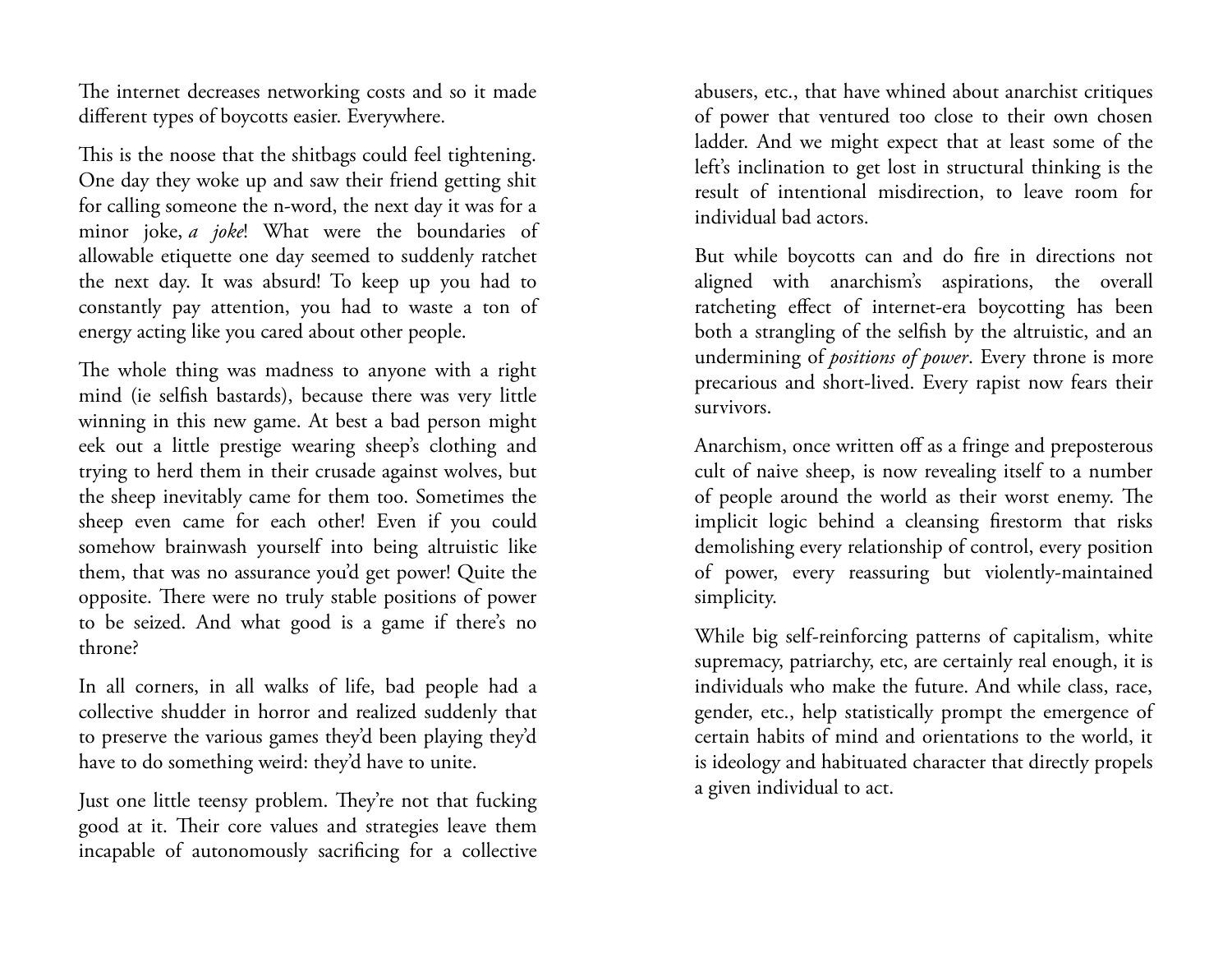The internet decreases networking costs and so it made different types of boycotts easier. Everywhere.

This is the noose that the shitbags could feel tightening. One day they woke up and saw their friend getting shit for calling someone the n-word, the next day it was for a minor joke, *a joke*! What were the boundaries of allowable etiquette one day seemed to suddenly ratchet the next day. It was absurd! To keep up you had to constantly pay attention, you had to waste a ton of energy acting like you cared about other people.

The whole thing was madness to anyone with a right mind (ie selfish bastards), because there was very little winning in this new game. At best a bad person might eek out a little prestige wearing sheep's clothing and trying to herd them in their crusade against wolves, but the sheep inevitably came for them too. Sometimes the sheep even came for each other! Even if you could somehow brainwash yourself into being altruistic like them, that was no assurance you'd get power! Quite the opposite. There were no truly stable positions of power to be seized. And what good is a game if there's no throne?

In all corners, in all walks of life, bad people had a collective shudder in horror and realized suddenly that to preserve the various games they'd been playing they'd have to do something weird: they'd have to unite.

Just one little teensy problem. They're not that fucking good at it. Their core values and strategies leave them incapable of autonomously sacrificing for a collective abusers, etc., that have whined about anarchist critiques of power that ventured too close to their own chosen ladder. And we might expect that at least some of the left's inclination to get lost in structural thinking is the result of intentional misdirection, to leave room for individual bad actors.

But while boycotts can and do fire in directions not aligned with anarchism's aspirations, the overall ratcheting effect of internet-era boycotting has been both a strangling of the selfish by the altruistic, and an undermining of *positions of power*. Every throne is more precarious and short-lived. Every rapist now fears their survivors.

Anarchism, once written off as a fringe and preposterous cult of naive sheep, is now revealing itself to a number of people around the world as their worst enemy. The implicit logic behind a cleansing firestorm that risks demolishing every relationship of control, every position of power, every reassuring but violently-maintained simplicity.

While big self-reinforcing patterns of capitalism, white supremacy, patriarchy, etc, are certainly real enough, it is individuals who make the future. And while class, race, gender, etc., help statistically prompt the emergence of certain habits of mind and orientations to the world, it is ideology and habituated character that directly propels a given individual to act.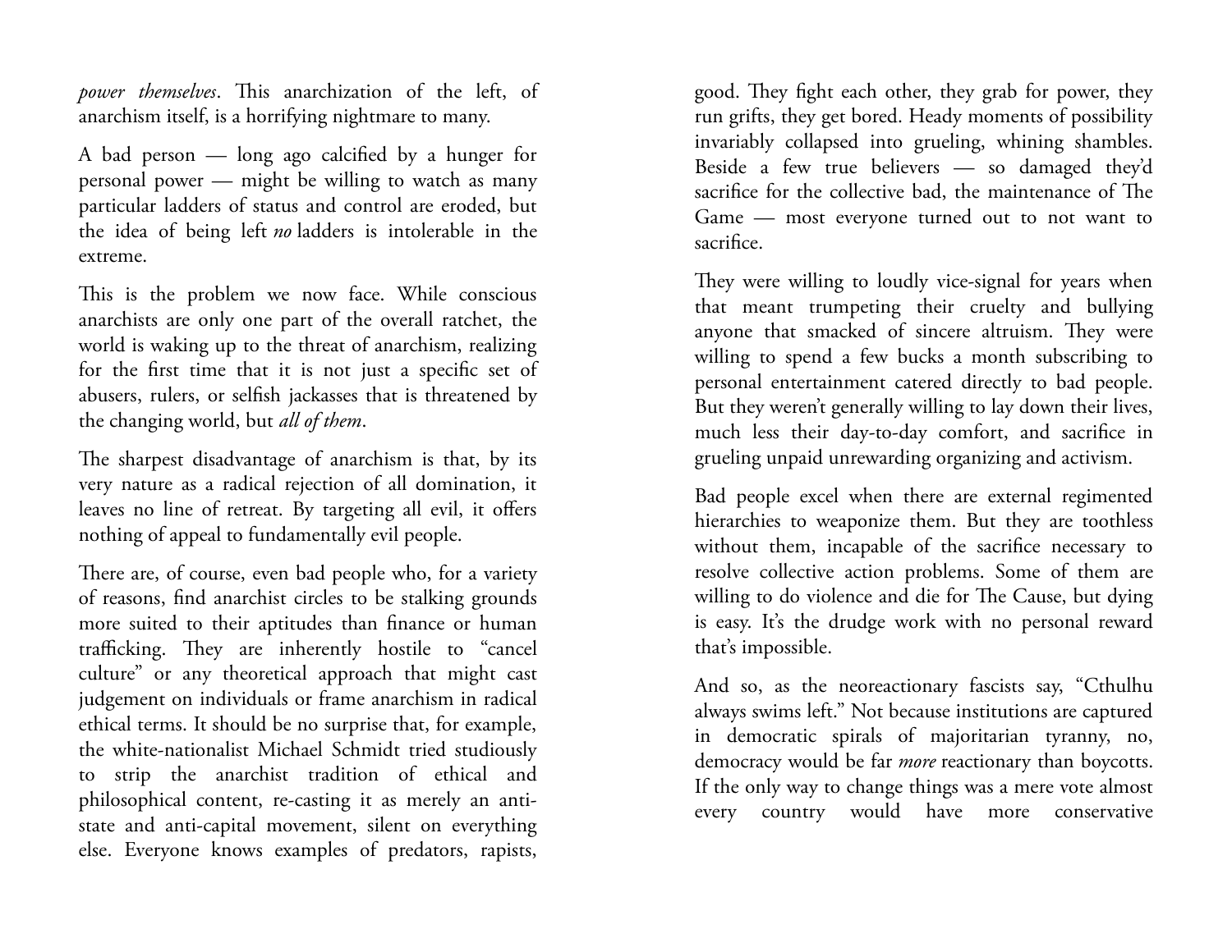*power themselves*. This anarchization of the left, of anarchism itself, is a horrifying nightmare to many.

A bad person — long ago calcified by a hunger for personal power — might be willing to watch as many particular ladders of status and control are eroded, but the idea of being left *no* ladders is intolerable in the extreme.

This is the problem we now face. While conscious anarchists are only one part of the overall ratchet, the world is waking up to the threat of anarchism, realizing for the first time that it is not just a specific set of abusers, rulers, or selfish jackasses that is threatened by the changing world, but *all of them*.

The sharpest disadvantage of anarchism is that, by its very nature as a radical rejection of all domination, it leaves no line of retreat. By targeting all evil, it offers nothing of appeal to fundamentally evil people.

There are, of course, even bad people who, for a variety of reasons, find anarchist circles to be stalking grounds more suited to their aptitudes than finance or human trafficking. They are inherently hostile to "cancel culture" or any theoretical approach that might cast judgement on individuals or frame anarchism in radical ethical terms. It should be no surprise that, for example, the white-nationalist Michael Schmidt tried studiously to strip the anarchist tradition of ethical and philosophical content, re-casting it as merely an anti-state and anti-capital movement, silent on everything else. Everyone knows examples of predators, rapists, good. They fight each other, they grab for power, they run grifts, they get bored. Heady moments of possibility invariably collapsed into grueling, whining shambles. Beside a few true believers — so damaged they'd sacrifice for the collective bad, the maintenance of The Game — most everyone turned out to not want to sacrifice.

They were willing to loudly vice-signal for years when that meant trumpeting their cruelty and bullying anyone that smacked of sincere altruism. They were willing to spend a few bucks a month subscribing to personal entertainment catered directly to bad people. But they weren't generally willing to lay down their lives, much less their day-to-day comfort, and sacrifice in grueling unpaid unrewarding organizing and activism.

Bad people excel when there are external regimented hierarchies to weaponize them. But they are toothless without them, incapable of the sacrifice necessary to resolve collective action problems. Some of them are willing to do violence and die for The Cause, but dying is easy. It's the drudge work with no personal reward that's impossible.

And so, as the neoreactionary fascists say, "Cthulhu always swims left." Not because institutions are captured in democratic spirals of majoritarian tyranny, no, democracy would be far *more* reactionary than boycotts. If the only way to change things was a mere vote almost every country would have more conservative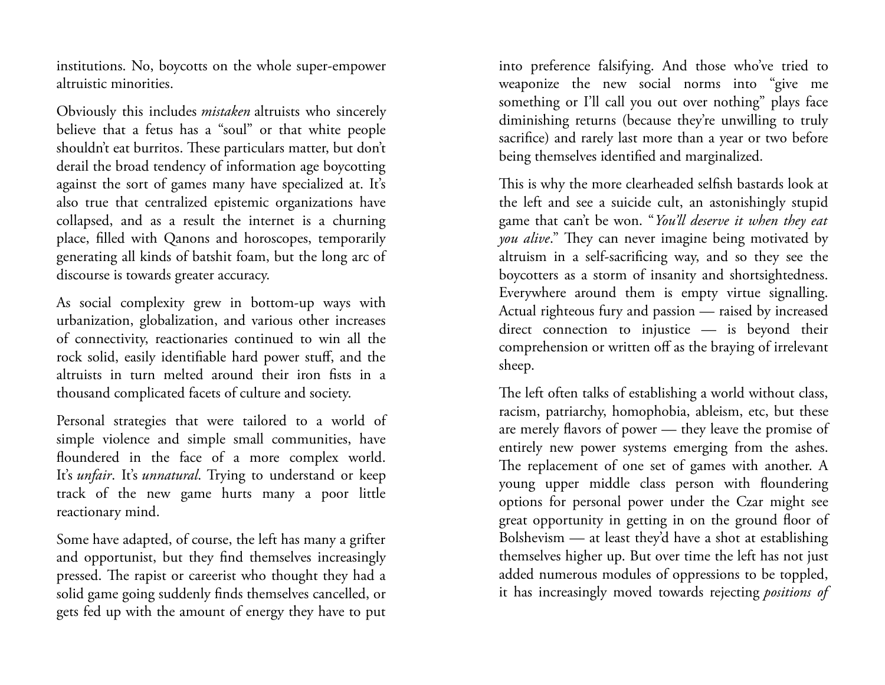institutions. No, boycotts on the whole super-empower altruistic minorities.

Obviously this includes *mistaken* altruists who sincerely believe that a fetus has a "soul" or that white people shouldn't eat burritos. These particulars matter, but don't derail the broad tendency of information age boycotting against the sort of games many have specialized at. It's also true that centralized epistemic organizations have collapsed, and as a result the internet is a churning place, filled with Qanons and horoscopes, temporarily generating all kinds of batshit foam, but the long arc of discourse is towards greater accuracy.

As social complexity grew in bottom-up ways with urbanization, globalization, and various other increases of connectivity, reactionaries continued to win all the rock solid, easily identifiable hard power stuff, and the altruists in turn melted around their iron fists in a thousand complicated facets of culture and society.

Personal strategies that were tailored to a world of simple violence and simple small communities, have floundered in the face of a more complex world. It's *unfair*. It's *unnatural*. Trying to understand or keep track of the new game hurts many a poor little reactionary mind.

Some have adapted, of course, the left has many a grifter and opportunist, but they find themselves increasingly pressed. The rapist or careerist who thought they had a solid game going suddenly finds themselves cancelled, or gets fed up with the amount of energy they have to put into preference falsifying. And those who've tried to weaponize the new social norms into "give me something or I'll call you out over nothing" plays face diminishing returns (because they're unwilling to truly sacrifice) and rarely last more than a year or two before being themselves identified and marginalized.

This is why the more clearheaded selfish bastards look at the left and see a suicide cult, an astonishingly stupid game that can't be won. "*You'll deserve it when they eat you alive*." They can never imagine being motivated by altruism in a self-sacrificing way, and so they see the boycotters as a storm of insanity and shortsightedness. Everywhere around them is empty virtue signalling. Actual righteous fury and passion — raised by increased direct connection to injustice — is beyond their comprehension or written off as the braying of irrelevant sheep.

The left often talks of establishing a world without class, racism, patriarchy, homophobia, ableism, etc, but these are merely flavors of power — they leave the promise of entirely new power systems emerging from the ashes. The replacement of one set of games with another. A young upper middle class person with floundering options for personal power under the Czar might see great opportunity in getting in on the ground floor of Bolshevism — at least they'd have a shot at establishing themselves higher up. But over time the left has not just added numerous modules of oppressions to be toppled, it has increasingly moved towards rejecting *positions of*